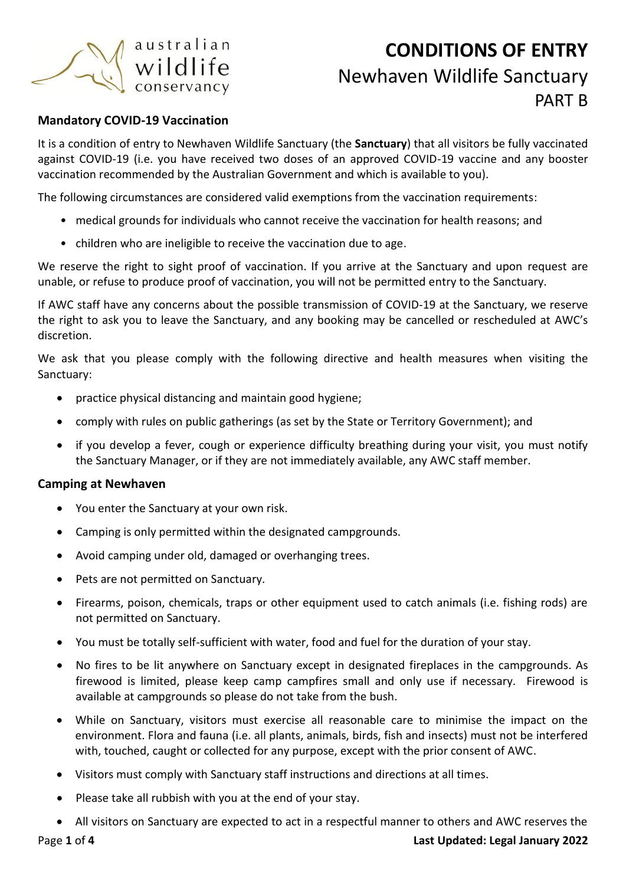# CONDITIONS OF ENTRY

## Newhaven Wildlife Sanctuary

## PART B

### Mandatory COVID-19 Vaccination

It is a condition of entry to Newhaven Wildlife Sanctuary (the **Sanctuary**) that all visitors be fully vaccinated against COVID-19 (i.e. you have received two doses of an approved COVID-19 vaccine and any booster vaccination recommended by the Australian Government and which is available to you).

The following circumstances are considered valid exemptions from the vaccination requirements:

- medical grounds for individuals who cannot receive the vaccination for health reasons; and
- children who are ineligible to receive the vaccination due to age.

We reserve the right to sight proof of vaccination. If you arrive at the Sanctuary and upon request are unable, or refuse to produce proof of vaccination, you will not be permitted entry to the Sanctuary.

If AWC staff have any concerns about the possible transmission of COVID-19 at the Sanctuary, we reserve the right to ask you to leave the Sanctuary, and any booking may be cancelled or rescheduled at AWC's discretion.

We ask that you please comply with the following directive and health measures when visiting the Sanctuary:

- practice physical distancing and maintain good hygiene;
- comply with rules on public gatherings (as set by the State or Territory Government); and
- if you develop a fever, cough or experience difficulty breathing during your visit, you must notify the Sanctuary Manager, or if they are not immediately available, any AWC staff member.

### Camping at Newhaven

- You enter the Sanctuary at your own risk.
- Camping is only permitted within the designated campgrounds.
- Avoid camping under old, damaged or overhanging trees.
- Pets are not permitted on Sanctuary.
- Firearms, poison, chemicals, traps or other equipment used to catch animals (i.e. fishing rods) are not permitted on Sanctuary.
- You must be totally self-sufficient with water, food and fuel for the duration of your stay.
- No fires to be lit anywhere on Sanctuary except in designated fireplaces in the campgrounds. As firewood is limited, please keep camp campfires small and only use if necessary. Firewood is available at campgrounds so please do not take from the bush.
- While on Sanctuary, visitors must exercise all reasonable care to minimise the impact on the environment. Flora and fauna (i.e. all plants, animals, birds, fish and insects) must not be interfered with, touched, caught or collected for any purpose, except with the prior consent of AWC.
- Visitors must comply with Sanctuary staff instructions and directions at all times.
- Please take all rubbish with you at the end of your stay.
- All visitors on Sanctuary are expected to act in a respectful manner to others and AWC reserves the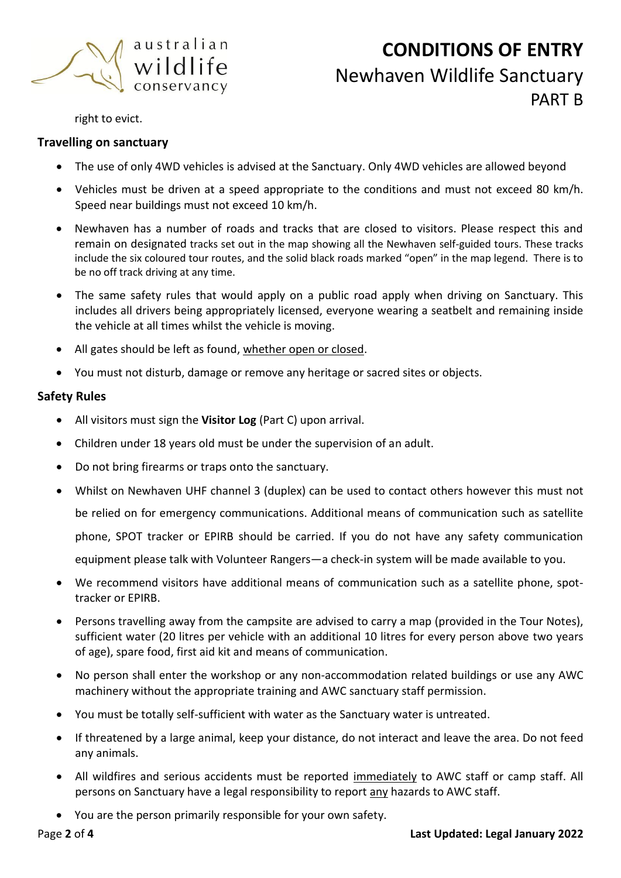right to evict.

### Travelling on sanctuary

- The use of only 4WD vehicles is advised at the Sanctuary. Only 4WD vehicles are allowed beyond
- Vehicles must be driven at a speed appropriate to the conditions and must not exceed 80 km/h. Speed near buildings must not exceed 10 km/h.
- Newhaven has a number of roads and tracks that are closed to visitors. Please respect this and remain on designated tracks set out in the map showing all the Newhaven self-guided tours. These tracks include the six coloured tour routes, and the solid black roads marked "open" in the map legend. There is to be no off track driving at any time.
- The same safety rules that would apply on a public road apply when driving on Sanctuary. This includes all drivers being appropriately licensed, everyone wearing a seatbelt and remaining inside the vehicle at all times whilst the vehicle is moving.
- All gates should be left as found, whether open or closed.
- You must not disturb, damage or remove any heritage or sacred sites or objects.

### Safety Rules

- All visitors must sign the **Visitor Log** (Part C) upon arrival.
- Children under 18 years old must be under the supervision of an adult.
- Do not bring firearms or traps onto the sanctuary.
- Whilst on Newhaven UHF channel 3 (duplex) can be used to contact others however this must not be relied on for emergency communications. Additional means of communication such as satellite phone, SPOT tracker or EPIRB should be carried. If you do not have any safety communication equipment please talk with Volunteer Rangers—a check-in system will be made available to you.
- We recommend visitors have additional means of communication such as a satellite phone, spot-tracker or EPIRB.
- Persons travelling away from the campsite are advised to carry a map (provided in the Tour Notes), sufficient water (20 litres per vehicle with an additional 10 litres for every person above two years of age), spare food, first aid kit and means of communication.
- No person shall enter the workshop or any non-accommodation related buildings or use any AWC machinery without the appropriate training and AWC sanctuary staff permission.
- You must be totally self-sufficient with water as the Sanctuary water is untreated.
- If threatened by a large animal, keep your distance, do not interact and leave the area. Do not feed any animals.
- All wildfires and serious accidents must be reported immediately to AWC staff or camp staff. All persons on Sanctuary have a legal responsibility to report any hazards to AWC staff.
- You are the person primarily responsible for your own safety.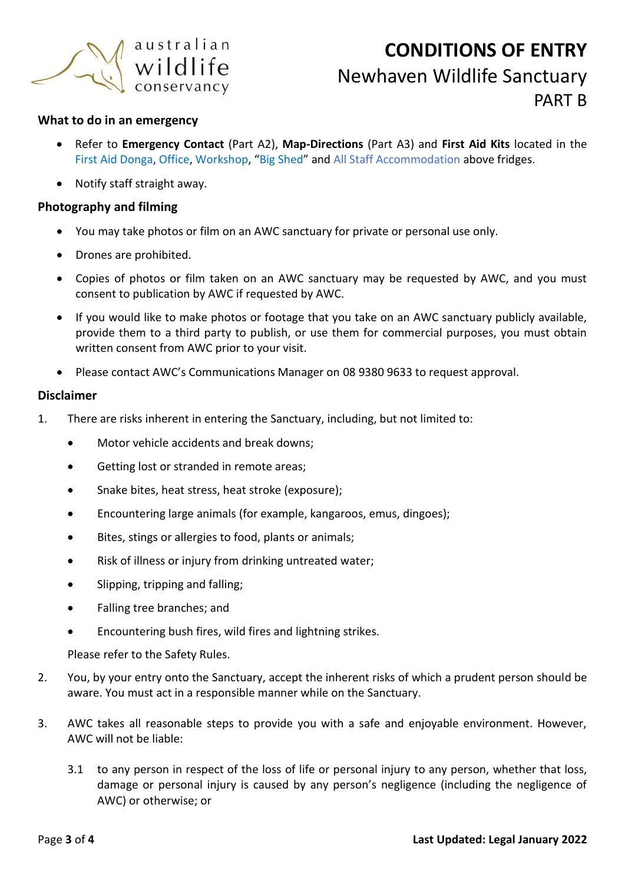# CONDITIONS OF ENTRY

## Newhaven Wildlife Sanctuary

## PART B

### What to do in an emergency

- Refer to **Emergency Contact** (Part A2), **Map-Directions** (Part A3) and **First Aid Kits** located in the First Aid Donga, Office, Workshop, "Big Shed" and All Staff Accommodation above fridges.
- Notify staff straight away.

### Photography and filming

- You may take photos or film on an AWC sanctuary for private or personal use only.
- Drones are prohibited.
- Copies of photos or film taken on an AWC sanctuary may be requested by AWC, and you must consent to publication by AWC if requested by AWC.
- If you would like to make photos or footage that you take on an AWC sanctuary publicly available, provide them to a third party to publish, or use them for commercial purposes, you must obtain written consent from AWC prior to your visit.
- Please contact AWC's Communications Manager on 08 9380 9633 to request approval.

### Disclaimer

1. There are risks inherent in entering the Sanctuary, including, but not limited to:
   - Motor vehicle accidents and break downs;
   - Getting lost or stranded in remote areas;
   - Snake bites, heat stress, heat stroke (exposure);
   - Encountering large animals (for example, kangaroos, emus, dingoes);
   - Bites, stings or allergies to food, plants or animals;
   - Risk of illness or injury from drinking untreated water;
   - Slipping, tripping and falling;
   - Falling tree branches; and
   - Encountering bush fires, wild fires and lightning strikes.

   Please refer to the Safety Rules.

2. You, by your entry onto the Sanctuary, accept the inherent risks of which a prudent person should be aware. You must act in a responsible manner while on the Sanctuary.

3. AWC takes all reasonable steps to provide you with a safe and enjoyable environment. However, AWC will not be liable:

   3.1 to any person in respect of the loss of life or personal injury to any person, whether that loss, damage or personal injury is caused by any person's negligence (including the negligence of AWC) or otherwise; or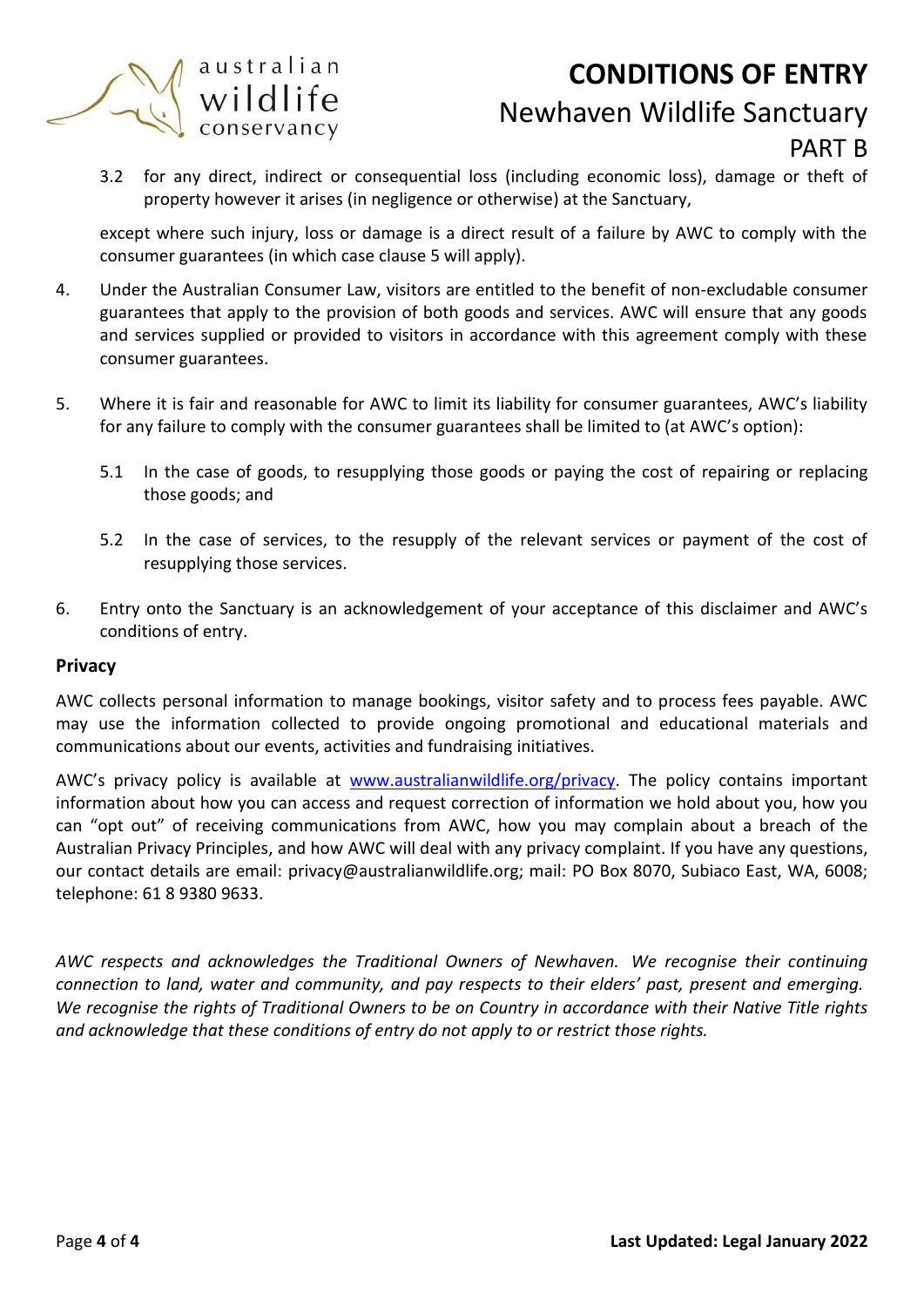3.2 for any direct, indirect or consequential loss (including economic loss), damage or theft of property however it arises (in negligence or otherwise) at the Sanctuary,

except where such injury, loss or damage is a direct result of a failure by AWC to comply with the consumer guarantees (in which case clause 5 will apply).

4. Under the Australian Consumer Law, visitors are entitled to the benefit of non-excludable consumer guarantees that apply to the provision of both goods and services. AWC will ensure that any goods and services supplied or provided to visitors in accordance with this agreement comply with these consumer guarantees.

5. Where it is fair and reasonable for AWC to limit its liability for consumer guarantees, AWC's liability for any failure to comply with the consumer guarantees shall be limited to (at AWC's option):

   5.1 In the case of goods, to resupplying those goods or paying the cost of repairing or replacing those goods; and

   5.2 In the case of services, to the resupply of the relevant services or payment of the cost of resupplying those services.

6. Entry onto the Sanctuary is an acknowledgement of your acceptance of this disclaimer and AWC's conditions of entry.

**Privacy**

AWC collects personal information to manage bookings, visitor safety and to process fees payable. AWC may use the information collected to provide ongoing promotional and educational materials and communications about our events, activities and fundraising initiatives.

AWC's privacy policy is available at www.australianwildlife.org/privacy. The policy contains important information about how you can access and request correction of information we hold about you, how you can "opt out" of receiving communications from AWC, how you may complain about a breach of the Australian Privacy Principles, and how AWC will deal with any privacy complaint. If you have any questions, our contact details are email: privacy@australianwildlife.org; mail: PO Box 8070, Subiaco East, WA, 6008; telephone: 61 8 9380 9633.

*AWC respects and acknowledges the Traditional Owners of Newhaven. We recognise their continuing connection to land, water and community, and pay respects to their elders' past, present and emerging. We recognise the rights of Traditional Owners to be on Country in accordance with their Native Title rights and acknowledge that these conditions of entry do not apply to or restrict those rights.*